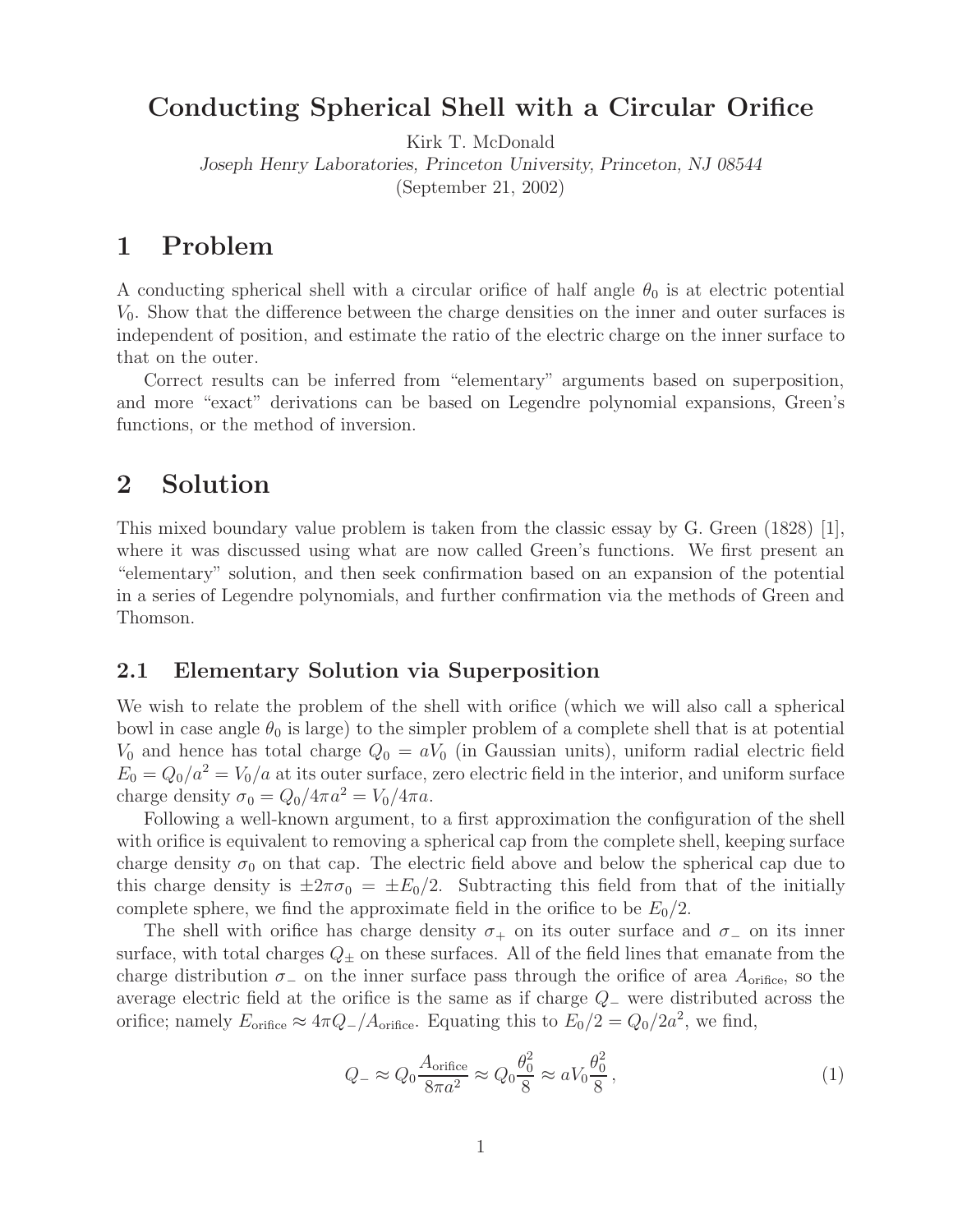# Conducting Spherical Shell with a Circular Orifice

Kirk T. McDonald

*Joseph Henry Laboratories, Princeton University, Princeton, NJ 08544*

(September 21, 2002)

## 1 Problem

A conducting spherical shell with a circular orifice of half angle $\theta_0$ is at electric potential $V_0$. Show that the difference between the charge densities on the inner and outer surfaces is independent of position, and estimate the ratio of the electric charge on the inner surface to that on the outer.

Correct results can be inferred from "elementary" arguments based on superposition, and more "exact" derivations can be based on Legendre polynomial expansions, Green's functions, or the method of inversion.

## 2 Solution

This mixed boundary value problem is taken from the classic essay by G. Green (1828) [1], where it was discussed using what are now called Green's functions. We first present an "elementary" solution, and then seek confirmation based on an expansion of the potential in a series of Legendre polynomials, and further confirmation via the methods of Green and Thomson.

### 2.1 Elementary Solution via Superposition

We wish to relate the problem of the shell with orifice (which we will also call a spherical bowl in case angle $\theta_0$ is large) to the simpler problem of a complete shell that is at potential $V_0$ and hence has total charge $Q_0 = aV_0$ (in Gaussian units), uniform radial electric field $E_0 = Q_0/a^2 = V_0/a$ at its outer surface, zero electric field in the interior, and uniform surface charge density $\sigma_0 = Q_0/4\pi a^2 = V_0/4\pi a$.

Following a well-known argument, to a first approximation the configuration of the shell with orifice is equivalent to removing a spherical cap from the complete shell, keeping surface charge density $\sigma_0$ on that cap. The electric field above and below the spherical cap due to this charge density is $\pm 2\pi\sigma_0 = \pm E_0/2$. Subtracting this field from that of the initially complete sphere, we find the approximate field in the orifice to be $E_0/2$.

The shell with orifice has charge density $\sigma_+$ on its outer surface and $\sigma_-$ on its inner surface, with total charges $Q_\pm$ on these surfaces. All of the field lines that emanate from the charge distribution $\sigma_-$ on the inner surface pass through the orifice of area $A_{\text{orifice}}$, so the average electric field at the orifice is the same as if charge $Q_-$ were distributed across the orifice; namely $E_{\text{orifice}} \approx 4\pi Q_-/A_{\text{orifice}}$. Equating this to $E_0/2 = Q_0/2a^2$, we find,

$$Q_- \approx Q_0 \frac{A_{\text{orifice}}}{8\pi a^2} \approx Q_0 \frac{\theta_0^2}{8} \approx aV_0 \frac{\theta_0^2}{8}, \tag{1}$$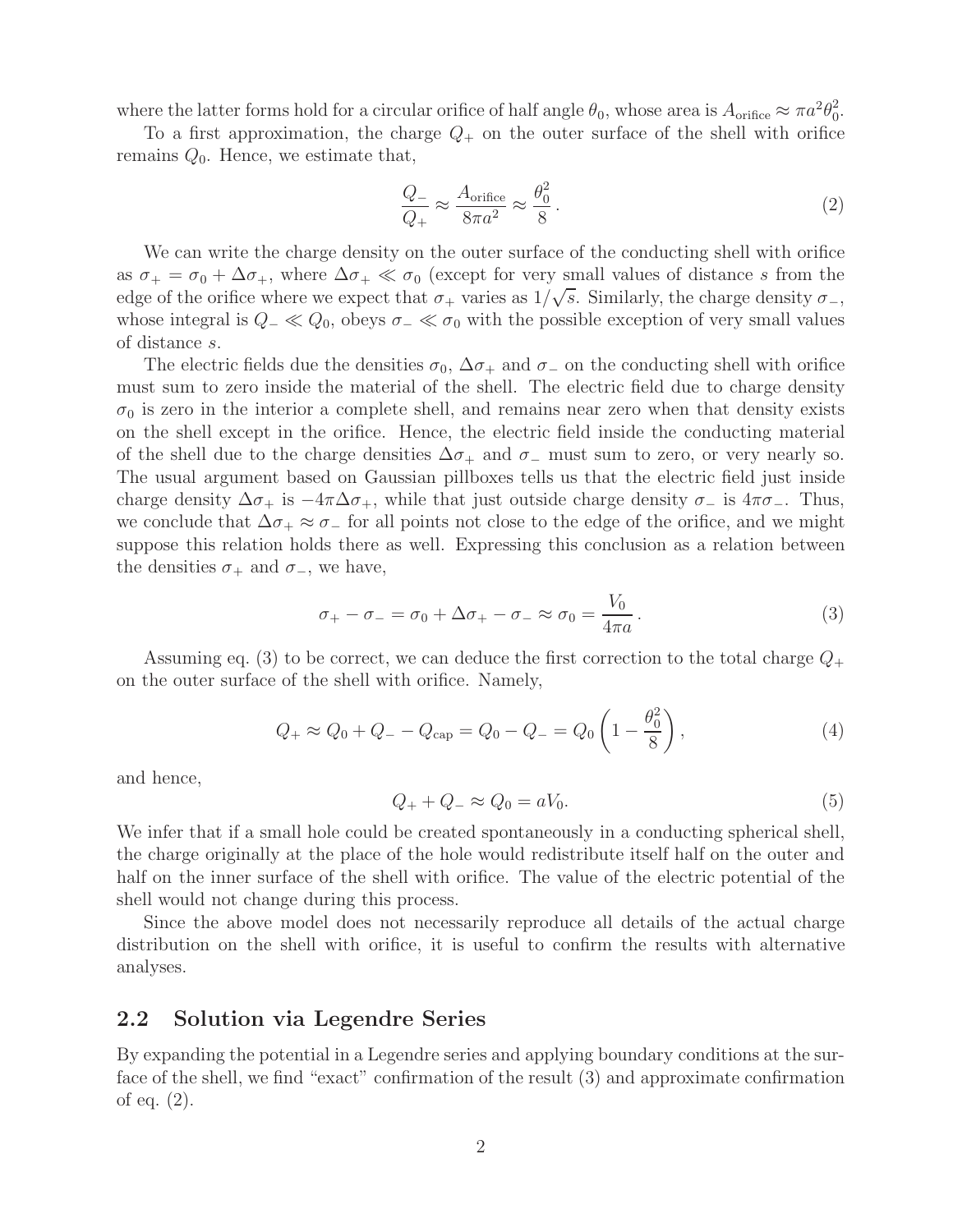where the latter forms hold for a circular orifice of half angle $\theta_0$, whose area is $A_{\rm orifice} \approx \pi a^2 \theta_0^2$.

To a first approximation, the charge $Q_+$ on the outer surface of the shell with orifice remains $Q_0$. Hence, we estimate that,

$$\frac{Q_-}{Q_+} \approx \frac{A_{\rm orifice}}{8\pi a^2} \approx \frac{\theta_0^2}{8}\,. \tag{2}$$

We can write the charge density on the outer surface of the conducting shell with orifice as $\sigma_+ = \sigma_0 + \Delta\sigma_+$, where $\Delta\sigma_+ \ll \sigma_0$ (except for very small values of distance $s$ from the edge of the orifice where we expect that $\sigma_+$ varies as $1/\sqrt{s}$. Similarly, the charge density $\sigma_-$, whose integral is $Q_- \ll Q_0$, obeys $\sigma_- \ll \sigma_0$ with the possible exception of very small values of distance $s$.

The electric fields due the densities $\sigma_0$, $\Delta\sigma_+$ and $\sigma_-$ on the conducting shell with orifice must sum to zero inside the material of the shell. The electric field due to charge density $\sigma_0$ is zero in the interior a complete shell, and remains near zero when that density exists on the shell except in the orifice. Hence, the electric field inside the conducting material of the shell due to the charge densities $\Delta\sigma_+$ and $\sigma_-$ must sum to zero, or very nearly so. The usual argument based on Gaussian pillboxes tells us that the electric field just inside charge density $\Delta\sigma_+$ is $-4\pi\Delta\sigma_+$, while that just outside charge density $\sigma_-$ is $4\pi\sigma_-$. Thus, we conclude that $\Delta\sigma_+ \approx \sigma_-$ for all points not close to the edge of the orifice, and we might suppose this relation holds there as well. Expressing this conclusion as a relation between the densities $\sigma_+$ and $\sigma_-$, we have,

$$\sigma_+ - \sigma_- = \sigma_0 + \Delta\sigma_+ - \sigma_- \approx \sigma_0 = \frac{V_0}{4\pi a}\,. \tag{3}$$

Assuming eq. (3) to be correct, we can deduce the first correction to the total charge $Q_+$ on the outer surface of the shell with orifice. Namely,

$$Q_+ \approx Q_0 + Q_- - Q_{\rm cap} = Q_0 - Q_- = Q_0\left(1 - \frac{\theta_0^2}{8}\right), \tag{4}$$

and hence,

$$Q_+ + Q_- \approx Q_0 = aV_0. \tag{5}$$

We infer that if a small hole could be created spontaneously in a conducting spherical shell, the charge originally at the place of the hole would redistribute itself half on the outer and half on the inner surface of the shell with orifice. The value of the electric potential of the shell would not change during this process.

Since the above model does not necessarily reproduce all details of the actual charge distribution on the shell with orifice, it is useful to confirm the results with alternative analyses.

## 2.2 Solution via Legendre Series

By expanding the potential in a Legendre series and applying boundary conditions at the surface of the shell, we find "exact" confirmation of the result (3) and approximate confirmation of eq. (2).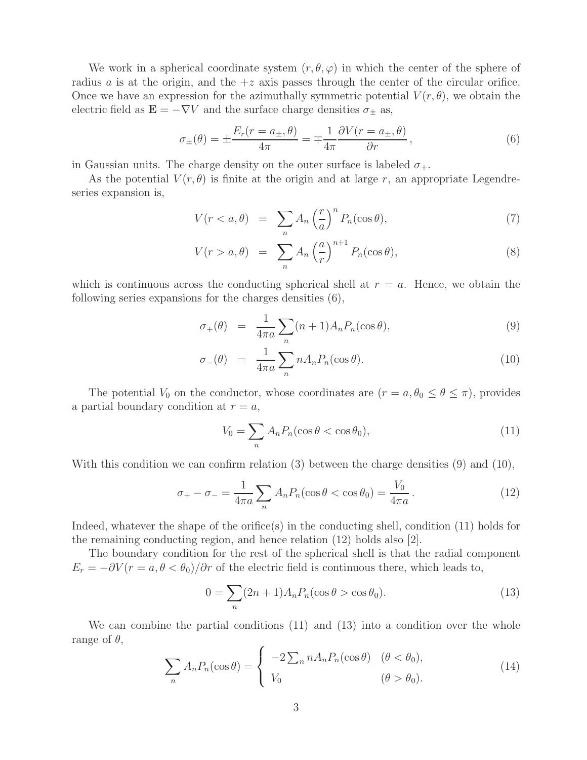We work in a spherical coordinate system $(r, \theta, \varphi)$ in which the center of the sphere of radius $a$ is at the origin, and the $+z$ axis passes through the center of the circular orifice. Once we have an expression for the azimuthally symmetric potential $V(r, \theta)$, we obtain the electric field as $\mathbf{E} = -\nabla V$ and the surface charge densities $\sigma_\pm$ as,

$$\sigma_\pm(\theta) = \pm \frac{E_r(r = a_\pm, \theta)}{4\pi} = \mp \frac{1}{4\pi} \frac{\partial V(r = a_\pm, \theta)}{\partial r}, \tag{6}$$

in Gaussian units. The charge density on the outer surface is labeled $\sigma_+$.

As the potential $V(r, \theta)$ is finite at the origin and at large $r$, an appropriate Legendre-series expansion is,

$$V(r < a, \theta) = \sum_n A_n \left(\frac{r}{a}\right)^n P_n(\cos\theta), \tag{7}$$

$$V(r > a, \theta) = \sum_n A_n \left(\frac{a}{r}\right)^{n+1} P_n(\cos\theta), \tag{8}$$

which is continuous across the conducting spherical shell at $r = a$. Hence, we obtain the following series expansions for the charges densities (6),

$$\sigma_+(\theta) = \frac{1}{4\pi a} \sum_n (n+1) A_n P_n(\cos\theta), \tag{9}$$

$$\sigma_-(\theta) = \frac{1}{4\pi a} \sum_n n A_n P_n(\cos\theta). \tag{10}$$

The potential $V_0$ on the conductor, whose coordinates are $(r = a, \theta_0 \le \theta \le \pi)$, provides a partial boundary condition at $r = a$,

$$V_0 = \sum_n A_n P_n(\cos\theta < \cos\theta_0), \tag{11}$$

With this condition we can confirm relation (3) between the charge densities (9) and (10),

$$\sigma_+ - \sigma_- = \frac{1}{4\pi a} \sum_n A_n P_n(\cos\theta < \cos\theta_0) = \frac{V_0}{4\pi a}. \tag{12}$$

Indeed, whatever the shape of the orifice(s) in the conducting shell, condition (11) holds for the remaining conducting region, and hence relation (12) holds also [2].

The boundary condition for the rest of the spherical shell is that the radial component $E_r = -\partial V(r = a, \theta < \theta_0)/\partial r$ of the electric field is continuous there, which leads to,

$$0 = \sum_n (2n+1) A_n P_n(\cos\theta > \cos\theta_0). \tag{13}$$

We can combine the partial conditions (11) and (13) into a condition over the whole range of $\theta$,

$$\sum_n A_n P_n(\cos\theta) = \begin{cases} -2 \sum_n n A_n P_n(\cos\theta) & (\theta < \theta_0), \\ V_0 & (\theta > \theta_0). \end{cases} \tag{14}$$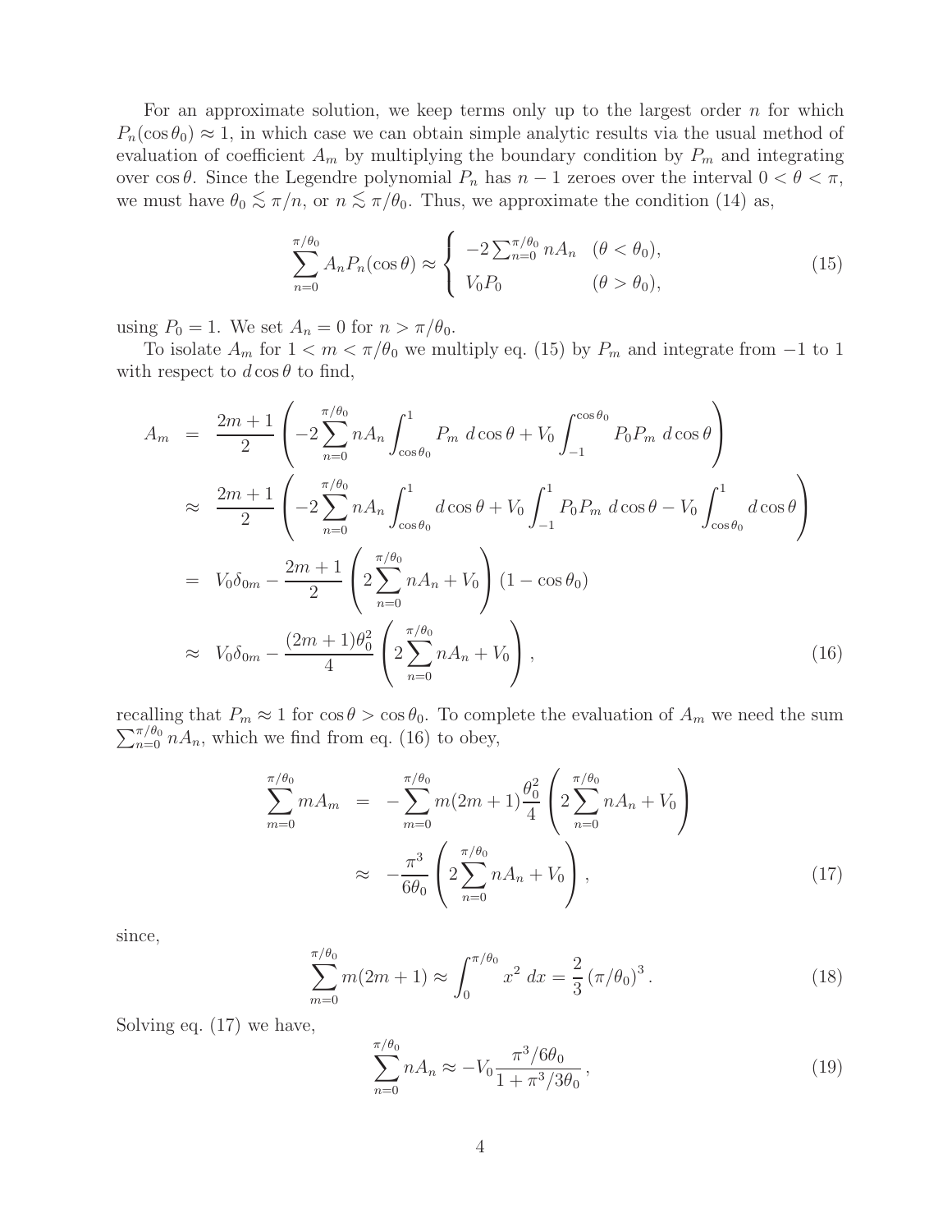For an approximate solution, we keep terms only up to the largest order $n$ for which $P_n(\cos\theta_0) \approx 1$, in which case we can obtain simple analytic results via the usual method of evaluation of coefficient $A_m$ by multiplying the boundary condition by $P_m$ and integrating over $\cos\theta$. Since the Legendre polynomial $P_n$ has $n-1$ zeroes over the interval $0 < \theta < \pi$, we must have $\theta_0 \lesssim \pi/n$, or $n \lesssim \pi/\theta_0$. Thus, we approximate the condition (14) as,

$$\sum_{n=0}^{\pi/\theta_0} A_n P_n(\cos\theta) \approx \begin{cases} -2\sum_{n=0}^{\pi/\theta_0} nA_n & (\theta < \theta_0), \\ V_0 P_0 & (\theta > \theta_0), \end{cases} \tag{15}$$

using $P_0 = 1$. We set $A_n = 0$ for $n > \pi/\theta_0$.

To isolate $A_m$ for $1 < m < \pi/\theta_0$ we multiply eq. (15) by $P_m$ and integrate from $-1$ to 1 with respect to $d\cos\theta$ to find,

$$\begin{aligned}
A_m &= \frac{2m+1}{2}\left(-2\sum_{n=0}^{\pi/\theta_0} nA_n \int_{\cos\theta_0}^{1} P_m \; d\cos\theta + V_0 \int_{-1}^{\cos\theta_0} P_0 P_m \; d\cos\theta\right) \\
&\approx \frac{2m+1}{2}\left(-2\sum_{n=0}^{\pi/\theta_0} nA_n \int_{\cos\theta_0}^{1} d\cos\theta + V_0 \int_{-1}^{1} P_0 P_m \; d\cos\theta - V_0\int_{\cos\theta_0}^{1} d\cos\theta\right) \\
&= V_0\delta_{0m} - \frac{2m+1}{2}\left(2\sum_{n=0}^{\pi/\theta_0} nA_n + V_0\right)(1-\cos\theta_0) \\
&\approx V_0\delta_{0m} - \frac{(2m+1)\theta_0^2}{4}\left(2\sum_{n=0}^{\pi/\theta_0} nA_n + V_0\right),
\end{aligned} \tag{16}$$

recalling that $P_m \approx 1$ for $\cos\theta > \cos\theta_0$. To complete the evaluation of $A_m$ we need the sum $\sum_{n=0}^{\pi/\theta_0} nA_n$, which we find from eq. (16) to obey,

$$\begin{aligned}
\sum_{m=0}^{\pi/\theta_0} mA_m &= -\sum_{m=0}^{\pi/\theta_0} m(2m+1)\frac{\theta_0^2}{4}\left(2\sum_{n=0}^{\pi/\theta_0} nA_n + V_0\right) \\
&\approx -\frac{\pi^3}{6\theta_0}\left(2\sum_{n=0}^{\pi/\theta_0} nA_n + V_0\right),
\end{aligned} \tag{17}$$

since,

$$\sum_{m=0}^{\pi/\theta_0} m(2m+1) \approx \int_0^{\pi/\theta_0} x^2 \; dx = \frac{2}{3}\left(\pi/\theta_0\right)^3. \tag{18}$$

Solving eq. (17) we have,

$$\sum_{n=0}^{\pi/\theta_0} nA_n \approx -V_0 \frac{\pi^3/6\theta_0}{1+\pi^3/3\theta_0}, \tag{19}$$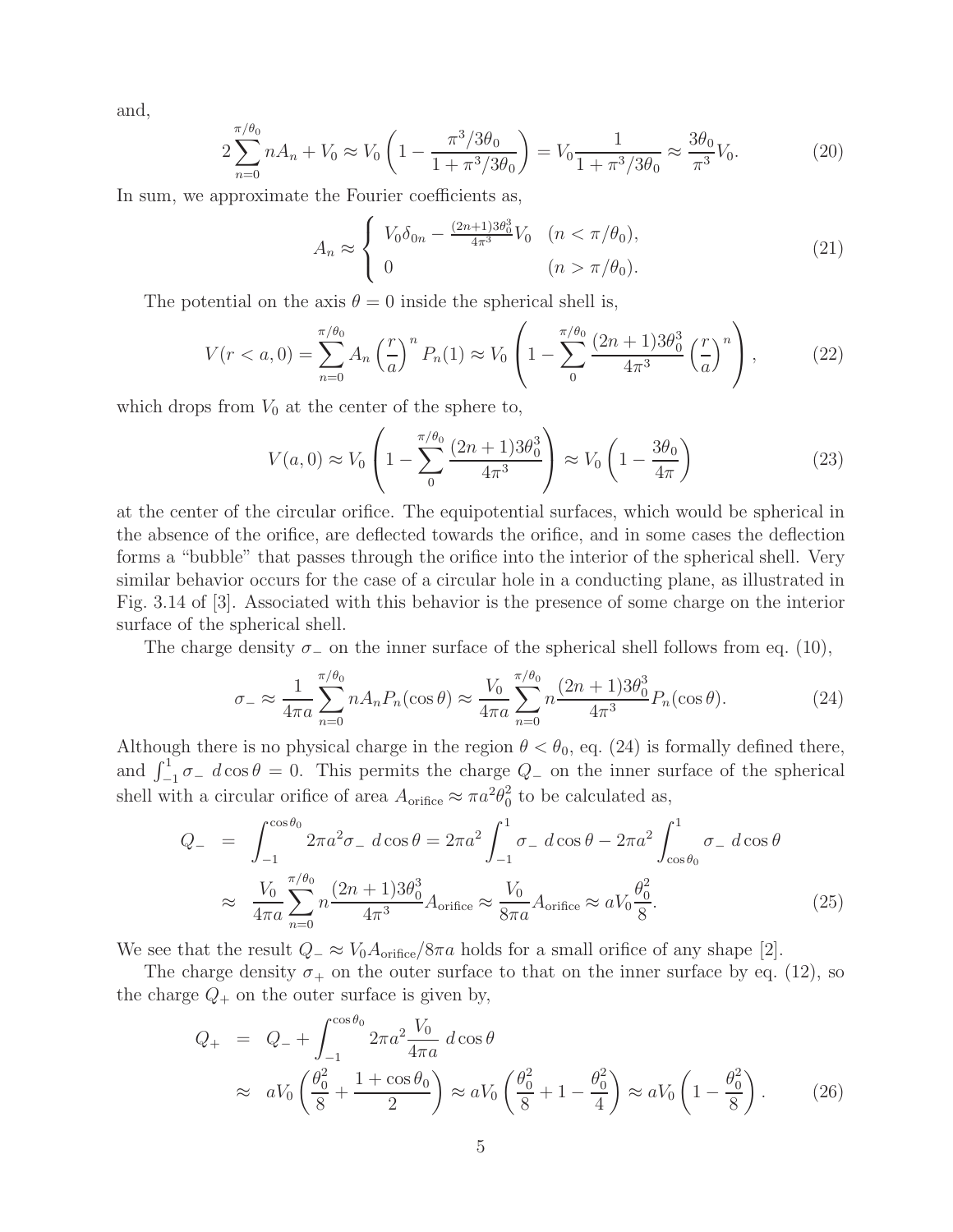and,

$$
2\sum_{n=0}^{\pi/\theta_0} nA_n + V_0 \approx V_0 \left(1 - \frac{\pi^3/3\theta_0}{1+\pi^3/3\theta_0}\right) = V_0 \frac{1}{1+\pi^3/3\theta_0} \approx \frac{3\theta_0}{\pi^3} V_0. \tag{20}
$$

In sum, we approximate the Fourier coefficients as,

$$
A_n \approx \begin{cases} V_0 \delta_{0n} - \frac{(2n+1)3\theta_0^3}{4\pi^3} V_0 & (n < \pi/\theta_0), \\ 0 & (n > \pi/\theta_0). \end{cases} \tag{21}
$$

The potential on the axis $\theta = 0$ inside the spherical shell is,

$$
V(r < a, 0) = \sum_{n=0}^{\pi/\theta_0} A_n \left(\frac{r}{a}\right)^n P_n(1) \approx V_0 \left(1 - \sum_{0}^{\pi/\theta_0} \frac{(2n+1)3\theta_0^3}{4\pi^3} \left(\frac{r}{a}\right)^n \right), \tag{22}
$$

which drops from $V_0$ at the center of the sphere to,

$$
V(a, 0) \approx V_0 \left(1 - \sum_{0}^{\pi/\theta_0} \frac{(2n+1)3\theta_0^3}{4\pi^3}\right) \approx V_0 \left(1 - \frac{3\theta_0}{4\pi}\right) \tag{23}
$$

at the center of the circular orifice. The equipotential surfaces, which would be spherical in the absence of the orifice, are deflected towards the orifice, and in some cases the deflection forms a "bubble" that passes through the orifice into the interior of the spherical shell. Very similar behavior occurs for the case of a circular hole in a conducting plane, as illustrated in Fig. 3.14 of [3]. Associated with this behavior is the presence of some charge on the interior surface of the spherical shell.

The charge density $\sigma_-$ on the inner surface of the spherical shell follows from eq. (10),

$$
\sigma_- \approx \frac{1}{4\pi a} \sum_{n=0}^{\pi/\theta_0} nA_n P_n(\cos\theta) \approx \frac{V_0}{4\pi a} \sum_{n=0}^{\pi/\theta_0} n \frac{(2n+1)3\theta_0^3}{4\pi^3} P_n(\cos\theta). \tag{24}
$$

Although there is no physical charge in the region $\theta < \theta_0$, eq. (24) is formally defined there, and $\int_{-1}^{1} \sigma_- \; d\cos\theta = 0$. This permits the charge $Q_-$ on the inner surface of the spherical shell with a circular orifice of area $A_{\rm orifice} \approx \pi a^2 \theta_0^2$ to be calculated as,

$$
\begin{aligned}
Q_- &= \int_{-1}^{\cos\theta_0} 2\pi a^2 \sigma_- \; d\cos\theta = 2\pi a^2 \int_{-1}^{1} \sigma_- \; d\cos\theta - 2\pi a^2 \int_{\cos\theta_0}^{1} \sigma_- \; d\cos\theta \\
&\approx \frac{V_0}{4\pi a} \sum_{n=0}^{\pi/\theta_0} n \frac{(2n+1)3\theta_0^3}{4\pi^3} A_{\rm orifice} \approx \frac{V_0}{8\pi a} A_{\rm orifice} \approx a V_0 \frac{\theta_0^2}{8}.
\end{aligned} \tag{25}
$$

We see that the result $Q_- \approx V_0 A_{\rm orifice}/8\pi a$ holds for a small orifice of any shape [2].

The charge density $\sigma_+$ on the outer surface to that on the inner surface by eq. (12), so the charge $Q_+$ on the outer surface is given by,

$$
\begin{aligned}
Q_+ &= Q_- + \int_{-1}^{\cos\theta_0} 2\pi a^2 \frac{V_0}{4\pi a} \; d\cos\theta \\
&\approx a V_0 \left(\frac{\theta_0^2}{8} + \frac{1+\cos\theta_0}{2}\right) \approx a V_0 \left(\frac{\theta_0^2}{8} + 1 - \frac{\theta_0^2}{4}\right) \approx a V_0 \left(1 - \frac{\theta_0^2}{8}\right).
\end{aligned} \tag{26}
$$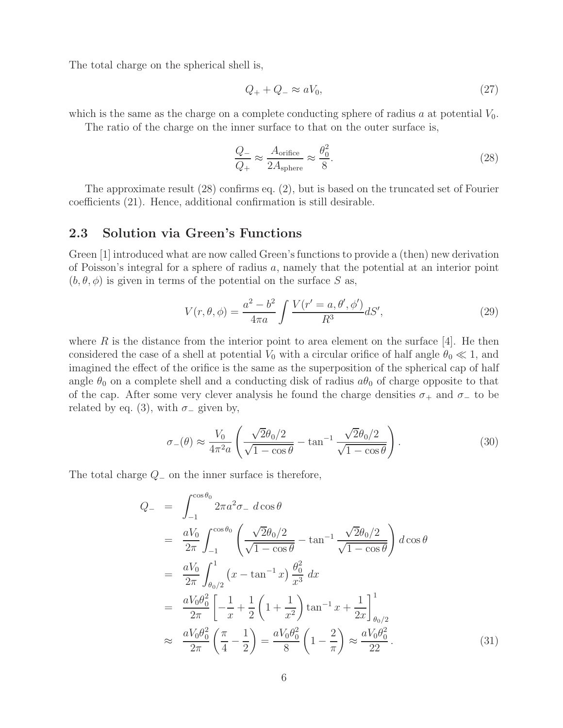The total charge on the spherical shell is,

$$Q_+ + Q_- \approx aV_0, \tag{27}$$

which is the same as the charge on a complete conducting sphere of radius $a$ at potential $V_0$.

The ratio of the charge on the inner surface to that on the outer surface is,

$$\frac{Q_-}{Q_+} \approx \frac{A_{\rm orifice}}{2A_{\rm sphere}} \approx \frac{\theta_0^2}{8}. \tag{28}$$

The approximate result (28) confirms eq. (2), but is based on the truncated set of Fourier coefficients (21). Hence, additional confirmation is still desirable.

## 2.3 Solution via Green's Functions

Green [1] introduced what are now called Green's functions to provide a (then) new derivation of Poisson's integral for a sphere of radius $a$, namely that the potential at an interior point $(b, \theta, \phi)$ is given in terms of the potential on the surface $S$ as,

$$V(r, \theta, \phi) = \frac{a^2 - b^2}{4\pi a} \int \frac{V(r' = a, \theta', \phi')}{R^3} dS', \tag{29}$$

where $R$ is the distance from the interior point to area element on the surface [4]. He then considered the case of a shell at potential $V_0$ with a circular orifice of half angle $\theta_0 \ll 1$, and imagined the effect of the orifice is the same as the superposition of the spherical cap of half angle $\theta_0$ on a complete shell and a conducting disk of radius $a\theta_0$ of charge opposite to that of the cap. After some very clever analysis he found the charge densities $\sigma_+$ and $\sigma_-$ to be related by eq. (3), with $\sigma_-$ given by,

$$\sigma_-(\theta) \approx \frac{V_0}{4\pi^2 a} \left( \frac{\sqrt{2}\theta_0/2}{\sqrt{1 - \cos\theta}} - \tan^{-1} \frac{\sqrt{2}\theta_0/2}{\sqrt{1 - \cos\theta}} \right). \tag{30}$$

The total charge $Q_-$ on the inner surface is therefore,

$$\begin{aligned}
Q_- &= \int_{-1}^{\cos\theta_0} 2\pi a^2 \sigma_- \; d\cos\theta \\
&= \frac{aV_0}{2\pi} \int_{-1}^{\cos\theta_0} \left( \frac{\sqrt{2}\theta_0/2}{\sqrt{1 - \cos\theta}} - \tan^{-1} \frac{\sqrt{2}\theta_0/2}{\sqrt{1 - \cos\theta}} \right) d\cos\theta \\
&= \frac{aV_0}{2\pi} \int_{\theta_0/2}^{1} \left( x - \tan^{-1} x \right) \frac{\theta_0^2}{x^3} \; dx \\
&= \frac{aV_0\theta_0^2}{2\pi} \left[ -\frac{1}{x} + \frac{1}{2}\left(1 + \frac{1}{x^2}\right) \tan^{-1} x + \frac{1}{2x} \right]_{\theta_0/2}^{1} \\
&\approx \frac{aV_0\theta_0^2}{2\pi} \left( \frac{\pi}{4} - \frac{1}{2} \right) = \frac{aV_0\theta_0^2}{8} \left( 1 - \frac{2}{\pi} \right) \approx \frac{aV_0\theta_0^2}{22}.
\end{aligned} \tag{31}$$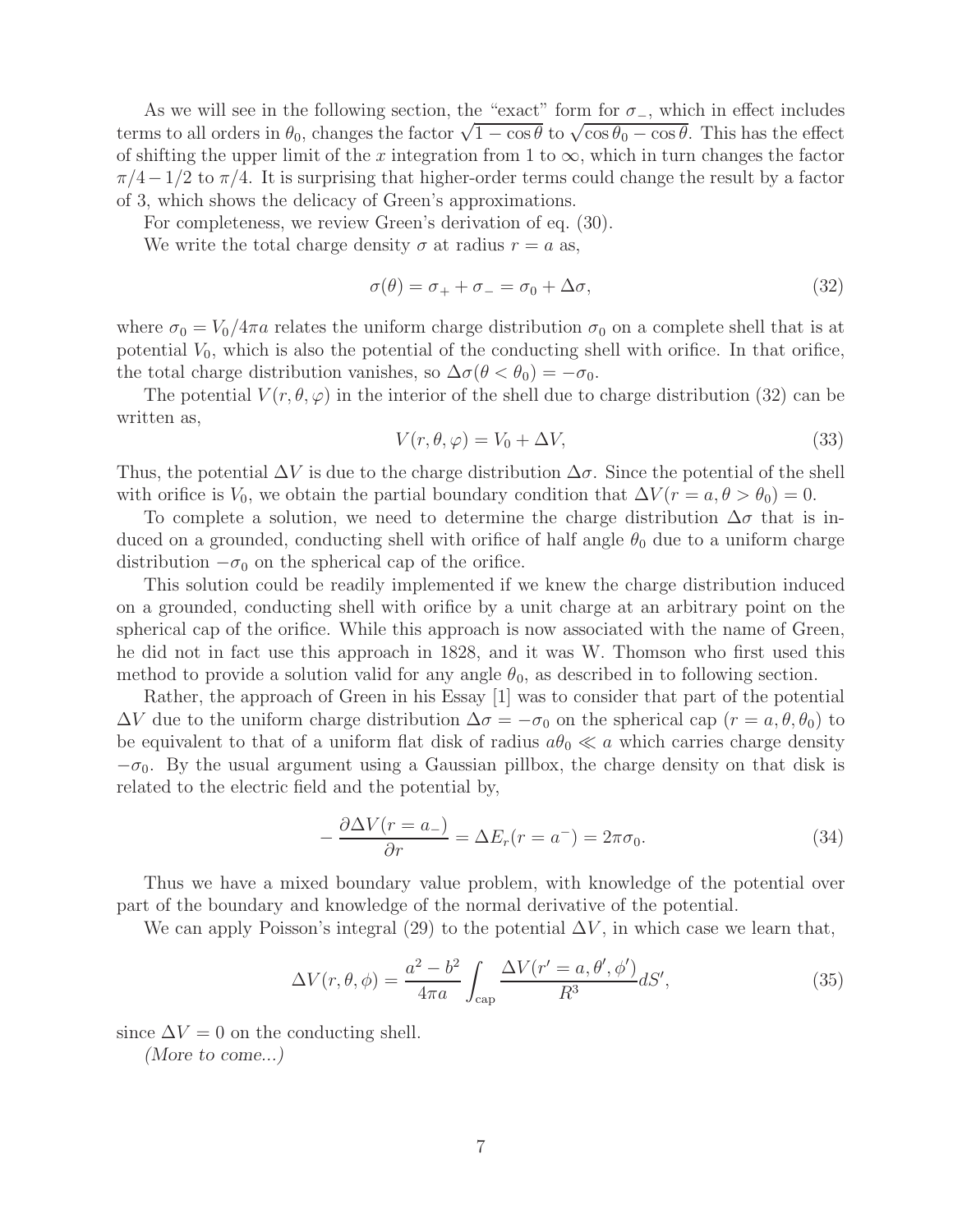As we will see in the following section, the "exact" form for $\sigma_-$, which in effect includes terms to all orders in $\theta_0$, changes the factor $\sqrt{1 - \cos\theta}$ to $\sqrt{\cos\theta_0 - \cos\theta}$. This has the effect of shifting the upper limit of the $x$ integration from 1 to $\infty$, which in turn changes the factor $\pi/4 - 1/2$ to $\pi/4$. It is surprising that higher-order terms could change the result by a factor of 3, which shows the delicacy of Green's approximations.

For completeness, we review Green's derivation of eq. (30).

We write the total charge density $\sigma$ at radius $r = a$ as,

$$\sigma(\theta) = \sigma_+ + \sigma_- = \sigma_0 + \Delta\sigma, \tag{32}$$

where $\sigma_0 = V_0/4\pi a$ relates the uniform charge distribution $\sigma_0$ on a complete shell that is at potential $V_0$, which is also the potential of the conducting shell with orifice. In that orifice, the total charge distribution vanishes, so $\Delta\sigma(\theta < \theta_0) = -\sigma_0$.

The potential $V(r, \theta, \varphi)$ in the interior of the shell due to charge distribution (32) can be written as,

$$V(r, \theta, \varphi) = V_0 + \Delta V, \tag{33}$$

Thus, the potential $\Delta V$ is due to the charge distribution $\Delta\sigma$. Since the potential of the shell with orifice is $V_0$, we obtain the partial boundary condition that $\Delta V(r = a, \theta > \theta_0) = 0$.

To complete a solution, we need to determine the charge distribution $\Delta\sigma$ that is induced on a grounded, conducting shell with orifice of half angle $\theta_0$ due to a uniform charge distribution $-\sigma_0$ on the spherical cap of the orifice.

This solution could be readily implemented if we knew the charge distribution induced on a grounded, conducting shell with orifice by a unit charge at an arbitrary point on the spherical cap of the orifice. While this approach is now associated with the name of Green, he did not in fact use this approach in 1828, and it was W. Thomson who first used this method to provide a solution valid for any angle $\theta_0$, as described in to following section.

Rather, the approach of Green in his Essay [1] was to consider that part of the potential $\Delta V$ due to the uniform charge distribution $\Delta\sigma = -\sigma_0$ on the spherical cap $(r = a, \theta, \theta_0)$ to be equivalent to that of a uniform flat disk of radius $a\theta_0 \ll a$ which carries charge density $-\sigma_0$. By the usual argument using a Gaussian pillbox, the charge density on that disk is related to the electric field and the potential by,

$$-\frac{\partial \Delta V(r = a_-)}{\partial r} = \Delta E_r(r = a^-) = 2\pi\sigma_0. \tag{34}$$

Thus we have a mixed boundary value problem, with knowledge of the potential over part of the boundary and knowledge of the normal derivative of the potential.

We can apply Poisson's integral (29) to the potential $\Delta V$, in which case we learn that,

$$\Delta V(r, \theta, \phi) = \frac{a^2 - b^2}{4\pi a} \int_{\text{cap}} \frac{\Delta V(r' = a, \theta', \phi')}{R^3} dS', \tag{35}$$

since $\Delta V = 0$ on the conducting shell.

*(More to come...)*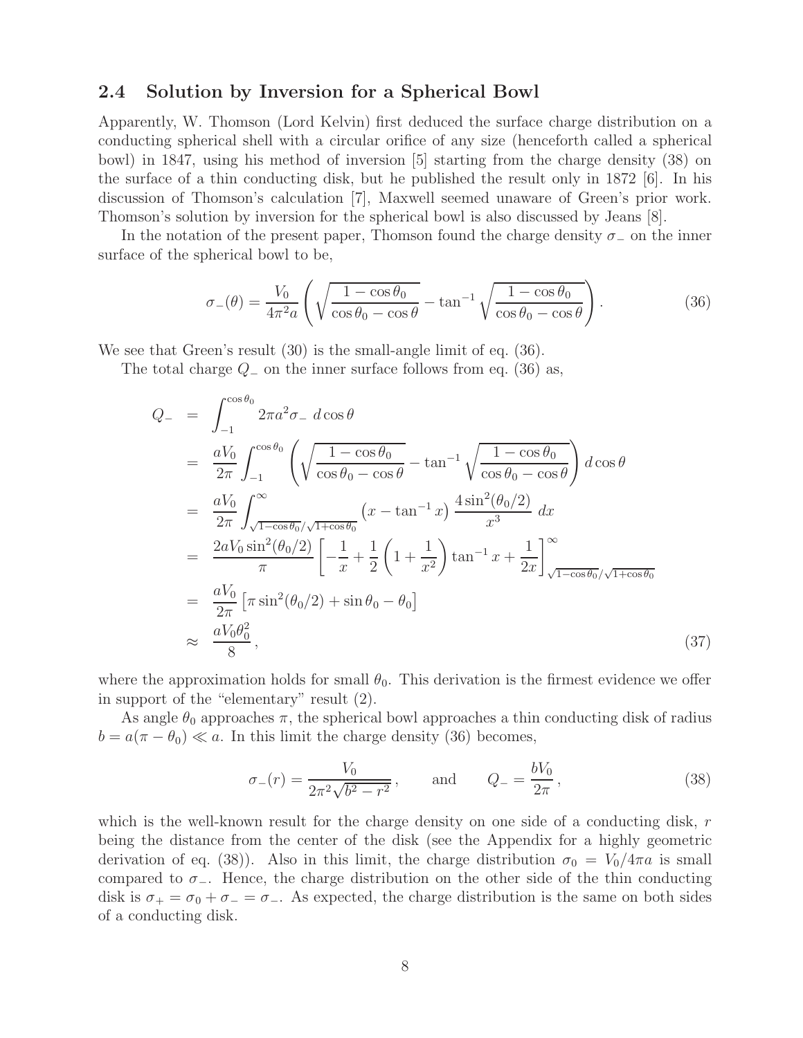### 2.4 Solution by Inversion for a Spherical Bowl

Apparently, W. Thomson (Lord Kelvin) first deduced the surface charge distribution on a conducting spherical shell with a circular orifice of any size (henceforth called a spherical bowl) in 1847, using his method of inversion [5] starting from the charge density (38) on the surface of a thin conducting disk, but he published the result only in 1872 [6]. In his discussion of Thomson's calculation [7], Maxwell seemed unaware of Green's prior work. Thomson's solution by inversion for the spherical bowl is also discussed by Jeans [8].

In the notation of the present paper, Thomson found the charge density $\sigma_-$ on the inner surface of the spherical bowl to be,

$$\sigma_-(\theta) = \frac{V_0}{4\pi^2 a}\left(\sqrt{\frac{1-\cos\theta_0}{\cos\theta_0 - \cos\theta}} - \tan^{-1}\sqrt{\frac{1-\cos\theta_0}{\cos\theta_0 - \cos\theta}}\right). \tag{36}$$

We see that Green's result (30) is the small-angle limit of eq. (36).

The total charge $Q_-$ on the inner surface follows from eq. (36) as,

$$\begin{aligned}
Q_- &= \int_{-1}^{\cos\theta_0} 2\pi a^2 \sigma_-\, d\cos\theta \\
&= \frac{aV_0}{2\pi}\int_{-1}^{\cos\theta_0}\left(\sqrt{\frac{1-\cos\theta_0}{\cos\theta_0 - \cos\theta}} - \tan^{-1}\sqrt{\frac{1-\cos\theta_0}{\cos\theta_0 - \cos\theta}}\right) d\cos\theta \\
&= \frac{aV_0}{2\pi}\int_{\sqrt{1-\cos\theta_0}/\sqrt{1+\cos\theta_0}}^{\infty}\left(x - \tan^{-1} x\right)\frac{4\sin^2(\theta_0/2)}{x^3}\, dx \\
&= \frac{2aV_0\sin^2(\theta_0/2)}{\pi}\left[-\frac{1}{x} + \frac{1}{2}\left(1 + \frac{1}{x^2}\right)\tan^{-1} x + \frac{1}{2x}\right]_{\sqrt{1-\cos\theta_0}/\sqrt{1+\cos\theta_0}}^{\infty} \\
&= \frac{aV_0}{2\pi}\left[\pi\sin^2(\theta_0/2) + \sin\theta_0 - \theta_0\right] \\
&\approx \frac{aV_0\theta_0^2}{8},
\end{aligned} \tag{37}$$

where the approximation holds for small $\theta_0$. This derivation is the firmest evidence we offer in support of the "elementary" result (2).

As angle $\theta_0$ approaches $\pi$, the spherical bowl approaches a thin conducting disk of radius $b = a(\pi - \theta_0) \ll a$. In this limit the charge density (36) becomes,

$$\sigma_-(r) = \frac{V_0}{2\pi^2\sqrt{b^2 - r^2}}, \qquad \text{and} \qquad Q_- = \frac{bV_0}{2\pi}, \tag{38}$$

which is the well-known result for the charge density on one side of a conducting disk, $r$ being the distance from the center of the disk (see the Appendix for a highly geometric derivation of eq. (38)). Also in this limit, the charge distribution $\sigma_0 = V_0/4\pi a$ is small compared to $\sigma_-$. Hence, the charge distribution on the other side of the thin conducting disk is $\sigma_+ = \sigma_0 + \sigma_- = \sigma_-$. As expected, the charge distribution is the same on both sides of a conducting disk.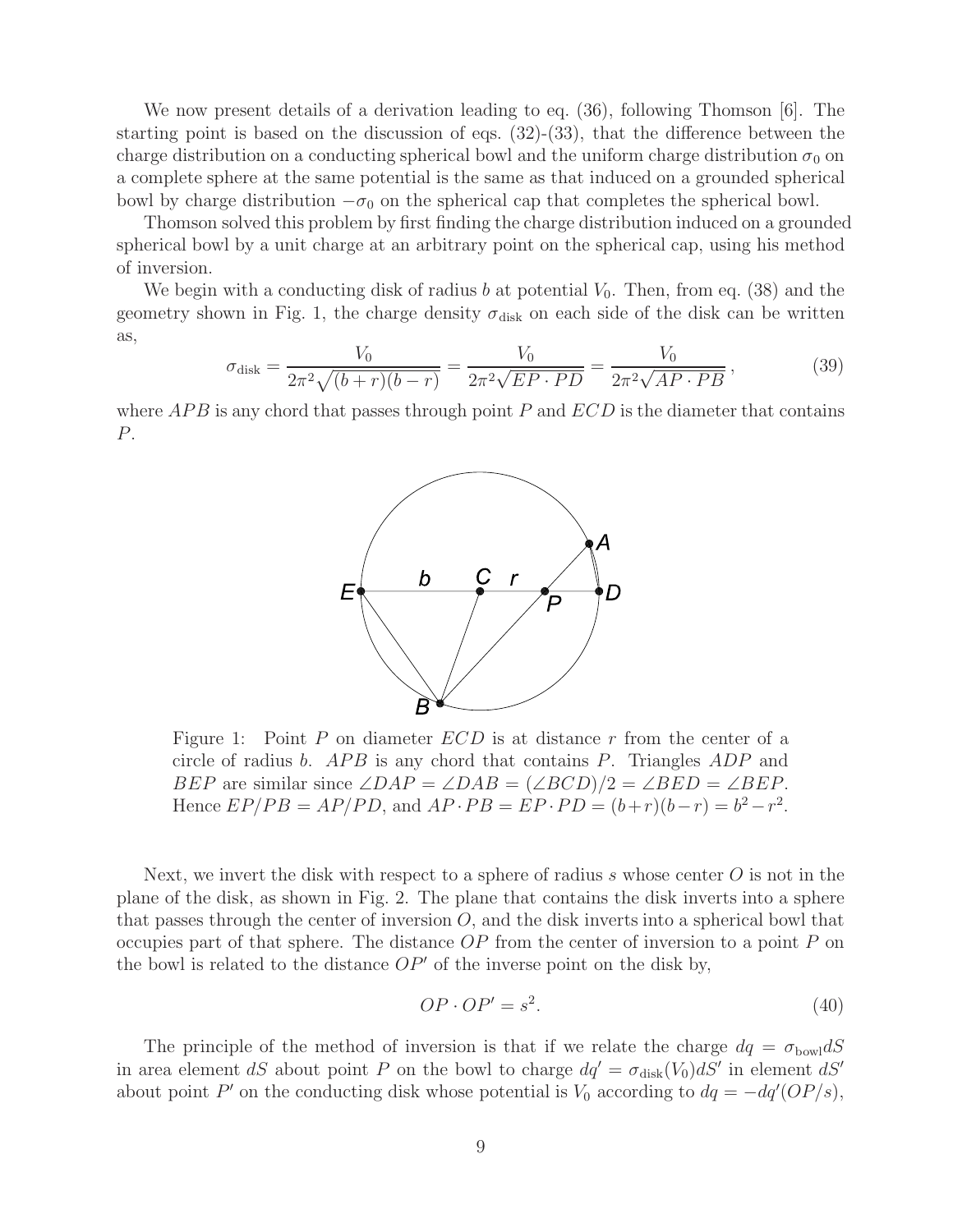We now present details of a derivation leading to eq. (36), following Thomson [6]. The starting point is based on the discussion of eqs. (32)-(33), that the difference between the charge distribution on a conducting spherical bowl and the uniform charge distribution $\sigma_0$ on a complete sphere at the same potential is the same as that induced on a grounded spherical bowl by charge distribution $-\sigma_0$ on the spherical cap that completes the spherical bowl.

Thomson solved this problem by first finding the charge distribution induced on a grounded spherical bowl by a unit charge at an arbitrary point on the spherical cap, using his method of inversion.

We begin with a conducting disk of radius $b$ at potential $V_0$. Then, from eq. (38) and the geometry shown in Fig. 1, the charge density $\sigma_{\rm disk}$ on each side of the disk can be written as,

$$\sigma_{\rm disk} = \frac{V_0}{2\pi^2\sqrt{(b+r)(b-r)}} = \frac{V_0}{2\pi^2\sqrt{EP \cdot PD}} = \frac{V_0}{2\pi^2\sqrt{AP \cdot PB}}\,, \tag{39}$$

where $APB$ is any chord that passes through point $P$ and $ECD$ is the diameter that contains $P$.

Figure 1: Point $P$ on diameter $ECD$ is at distance $r$ from the center of a circle of radius $b$. $APB$ is any chord that contains $P$. Triangles $ADP$ and $BEP$ are similar since $\angle DAP = \angle DAB = (\angle BCD)/2 = \angle BED = \angle BEP$. Hence $EP/PB = AP/PD$, and $AP \cdot PB = EP \cdot PD = (b+r)(b-r) = b^2 - r^2$.

Next, we invert the disk with respect to a sphere of radius $s$ whose center $O$ is not in the plane of the disk, as shown in Fig. 2. The plane that contains the disk inverts into a sphere that passes through the center of inversion $O$, and the disk inverts into a spherical bowl that occupies part of that sphere. The distance $OP$ from the center of inversion to a point $P$ on the bowl is related to the distance $OP'$ of the inverse point on the disk by,

$$OP \cdot OP' = s^2. \tag{40}$$

The principle of the method of inversion is that if we relate the charge $dq = \sigma_{\rm bowl} dS$ in area element $dS$ about point $P$ on the bowl to charge $dq' = \sigma_{\rm disk}(V_0)dS'$ in element $dS'$ about point $P'$ on the conducting disk whose potential is $V_0$ according to $dq = -dq'(OP/s)$,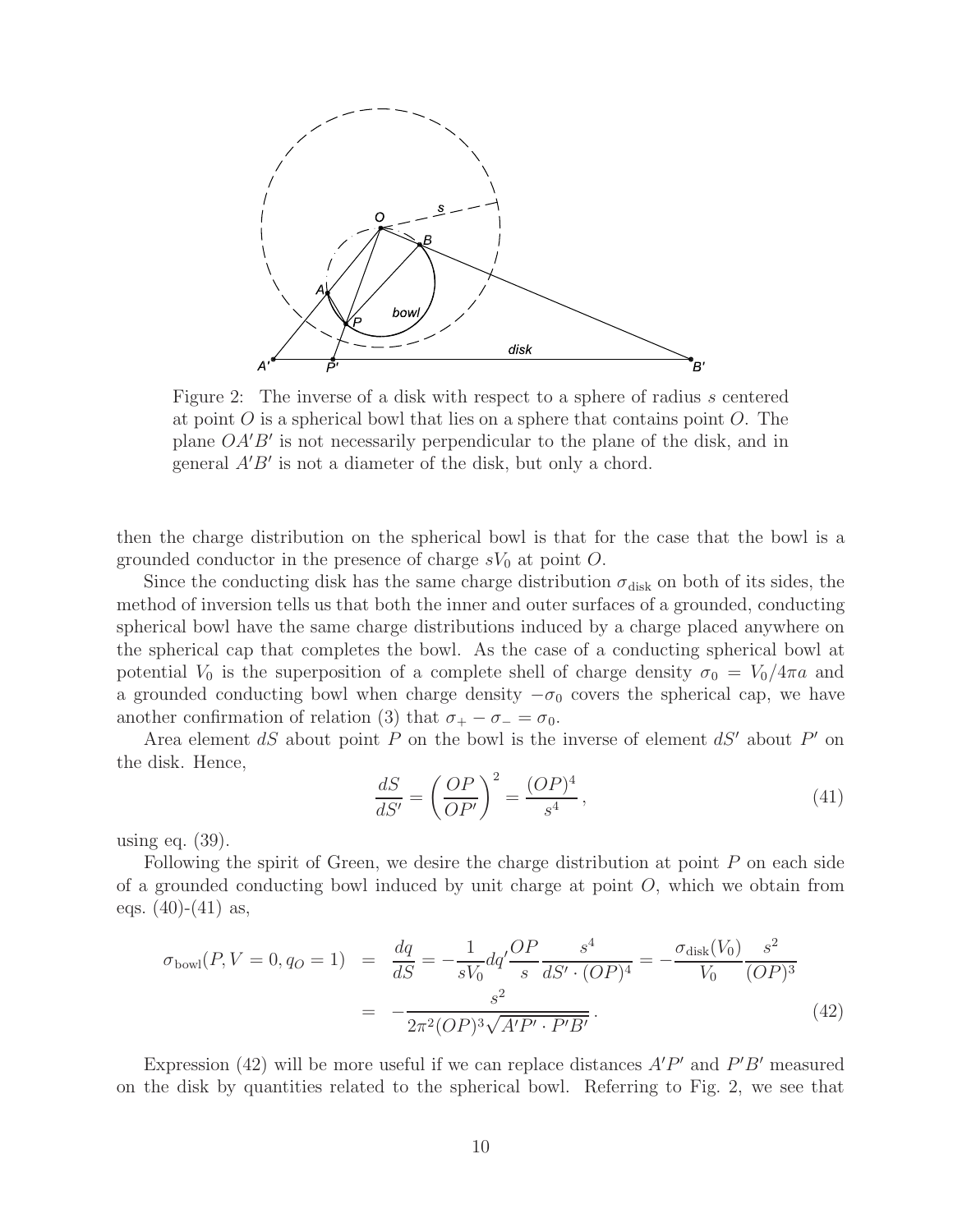Figure 2: The inverse of a disk with respect to a sphere of radius $s$ centered at point $O$ is a spherical bowl that lies on a sphere that contains point $O$. The plane $OA'B'$ is not necessarily perpendicular to the plane of the disk, and in general $A'B'$ is not a diameter of the disk, but only a chord.

then the charge distribution on the spherical bowl is that for the case that the bowl is a grounded conductor in the presence of charge $sV_0$ at point $O$.

Since the conducting disk has the same charge distribution $\sigma_{\rm disk}$ on both of its sides, the method of inversion tells us that both the inner and outer surfaces of a grounded, conducting spherical bowl have the same charge distributions induced by a charge placed anywhere on the spherical cap that completes the bowl. As the case of a conducting spherical bowl at potential $V_0$ is the superposition of a complete shell of charge density $\sigma_0 = V_0/4\pi a$ and a grounded conducting bowl when charge density $-\sigma_0$ covers the spherical cap, we have another confirmation of relation (3) that $\sigma_+ - \sigma_- = \sigma_0$.

Area element $dS$ about point $P$ on the bowl is the inverse of element $dS'$ about $P'$ on the disk. Hence,

$$\frac{dS}{dS'} = \left(\frac{OP}{OP'}\right)^2 = \frac{(OP)^4}{s^4}\,, \tag{41}$$

using eq. (39).

Following the spirit of Green, we desire the charge distribution at point $P$ on each side of a grounded conducting bowl induced by unit charge at point $O$, which we obtain from eqs. (40)-(41) as,

$$\begin{aligned}
\sigma_{\rm bowl}(P, V = 0, q_O = 1) &= \frac{dq}{dS} = -\frac{1}{sV_0}dq'\frac{OP}{s}\frac{s^4}{dS'\cdot(OP)^4} = -\frac{\sigma_{\rm disk}(V_0)}{V_0}\frac{s^2}{(OP)^3} \\
&= -\frac{s^2}{2\pi^2(OP)^3\sqrt{A'P'\cdot P'B'}}\,.
\end{aligned} \tag{42}$$

Expression (42) will be more useful if we can replace distances $A'P'$ and $P'B'$ measured on the disk by quantities related to the spherical bowl. Referring to Fig. 2, we see that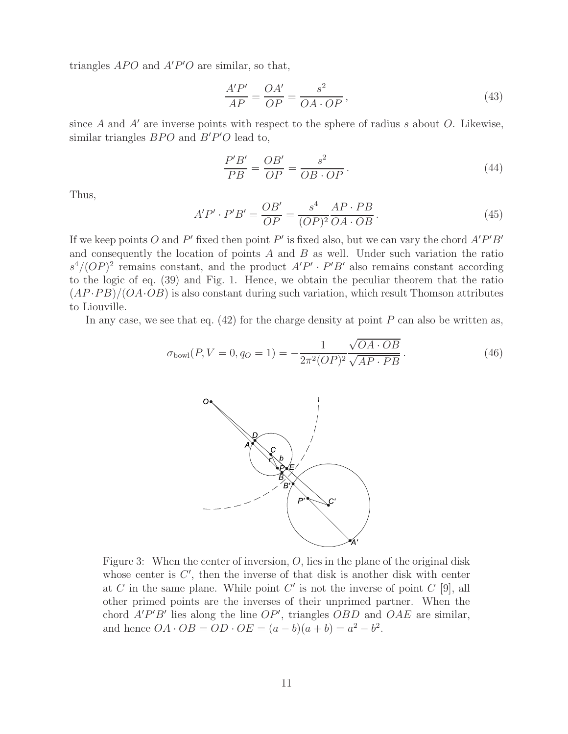triangles $APO$ and $A'P'O$ are similar, so that,

$$\frac{A'P'}{AP} = \frac{OA'}{OP} = \frac{s^2}{OA \cdot OP}\,, \tag{43}$$

since $A$ and $A'$ are inverse points with respect to the sphere of radius $s$ about $O$. Likewise, similar triangles $BPO$ and $B'P'O$ lead to,

$$\frac{P'B'}{PB} = \frac{OB'}{OP} = \frac{s^2}{OB \cdot OP}\,. \tag{44}$$

Thus,

$$A'P' \cdot P'B' = \frac{OB'}{OP} = \frac{s^4}{(OP)^2}\frac{AP \cdot PB}{OA \cdot OB}\,. \tag{45}$$

If we keep points $O$ and $P'$ fixed then point $P'$ is fixed also, but we can vary the chord $A'P'B'$ and consequently the location of points $A$ and $B$ as well. Under such variation the ratio $s^4/(OP)^2$ remains constant, and the product $A'P' \cdot P'B'$ also remains constant according to the logic of eq. (39) and Fig. 1. Hence, we obtain the peculiar theorem that the ratio $(AP \cdot PB)/(OA \cdot OB)$ is also constant during such variation, which result Thomson attributes to Liouville.

In any case, we see that eq. (42) for the charge density at point $P$ can also be written as,

$$\sigma_{\rm bowl}(P, V = 0, q_O = 1) = -\frac{1}{2\pi^2 (OP)^2}\frac{\sqrt{OA \cdot OB}}{\sqrt{AP \cdot PB}}\,. \tag{46}$$

Figure 3: When the center of inversion, $O$, lies in the plane of the original disk whose center is $C'$, then the inverse of that disk is another disk with center at $C$ in the same plane. While point $C'$ is not the inverse of point $C$ [9], all other primed points are the inverses of their unprimed partner. When the chord $A'P'B'$ lies along the line $OP'$, triangles $OBD$ and $OAE$ are similar, and hence $OA \cdot OB = OD \cdot OE = (a-b)(a+b) = a^2 - b^2$.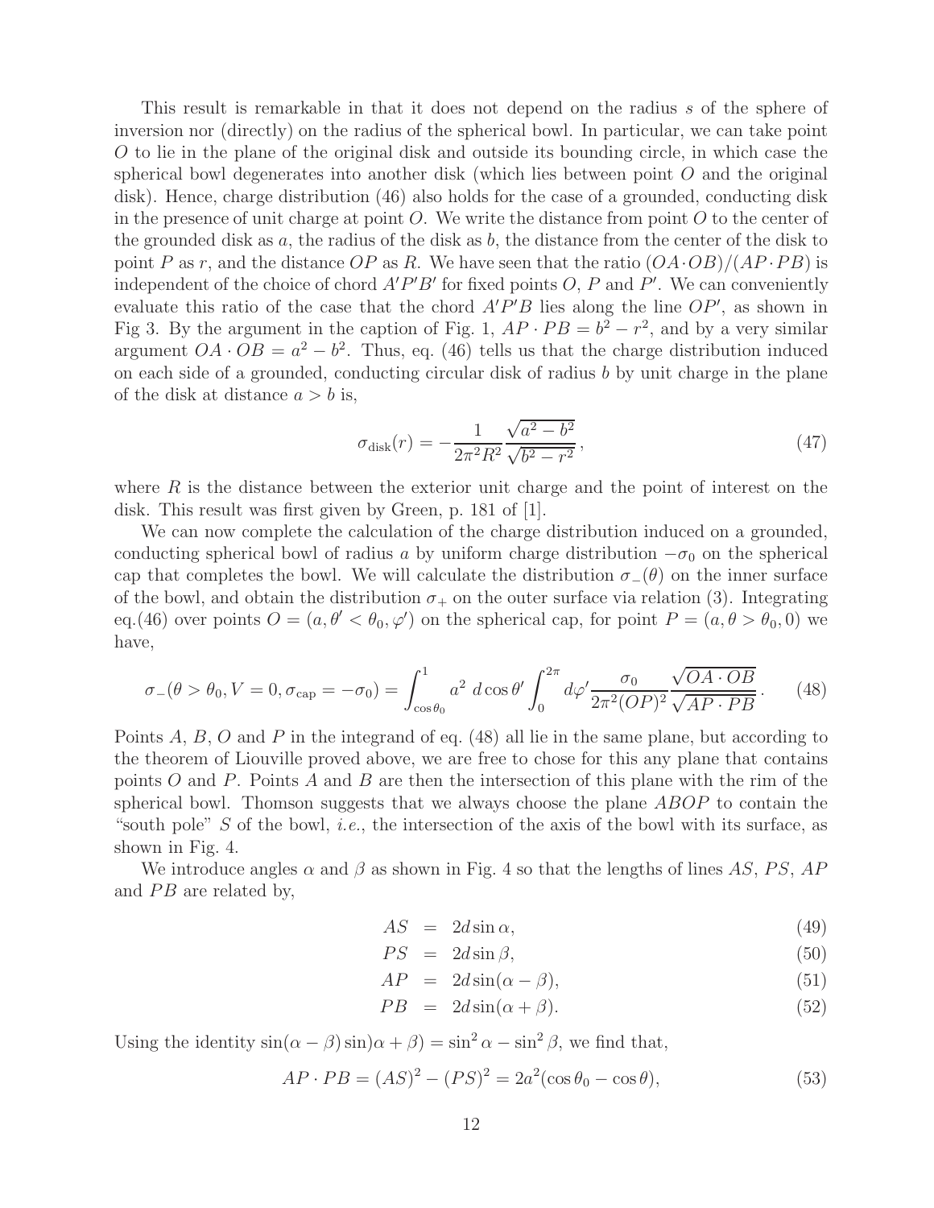This result is remarkable in that it does not depend on the radius $s$ of the sphere of inversion nor (directly) on the radius of the spherical bowl. In particular, we can take point $O$ to lie in the plane of the original disk and outside its bounding circle, in which case the spherical bowl degenerates into another disk (which lies between point $O$ and the original disk). Hence, charge distribution (46) also holds for the case of a grounded, conducting disk in the presence of unit charge at point $O$. We write the distance from point $O$ to the center of the grounded disk as $a$, the radius of the disk as $b$, the distance from the center of the disk to point $P$ as $r$, and the distance $OP$ as $R$. We have seen that the ratio $(OA \cdot OB)/(AP \cdot PB)$ is independent of the choice of chord $A'P'B'$ for fixed points $O$, $P$ and $P'$. We can conveniently evaluate this ratio of the case that the chord $A'P'B$ lies along the line $OP'$, as shown in Fig 3. By the argument in the caption of Fig. 1, $AP \cdot PB = b^2 - r^2$, and by a very similar argument $OA \cdot OB = a^2 - b^2$. Thus, eq. (46) tells us that the charge distribution induced on each side of a grounded, conducting circular disk of radius $b$ by unit charge in the plane of the disk at distance $a > b$ is,

$$\sigma_{\rm disk}(r) = -\frac{1}{2\pi^2 R^2} \frac{\sqrt{a^2 - b^2}}{\sqrt{b^2 - r^2}}, \tag{47}$$

where $R$ is the distance between the exterior unit charge and the point of interest on the disk. This result was first given by Green, p. 181 of [1].

We can now complete the calculation of the charge distribution induced on a grounded, conducting spherical bowl of radius $a$ by uniform charge distribution $-\sigma_0$ on the spherical cap that completes the bowl. We will calculate the distribution $\sigma_-(\theta)$ on the inner surface of the bowl, and obtain the distribution $\sigma_+$ on the outer surface via relation (3). Integrating eq.(46) over points $O = (a, \theta' < \theta_0, \varphi')$ on the spherical cap, for point $P = (a, \theta > \theta_0, 0)$ we have,

$$\sigma_-(\theta > \theta_0, V = 0, \sigma_{\rm cap} = -\sigma_0) = \int_{\cos\theta_0}^{1} a^2 \, d\cos\theta' \int_0^{2\pi} d\varphi' \frac{\sigma_0}{2\pi^2 (OP)^2} \frac{\sqrt{OA \cdot OB}}{\sqrt{AP \cdot PB}}. \tag{48}$$

Points $A$, $B$, $O$ and $P$ in the integrand of eq. (48) all lie in the same plane, but according to the theorem of Liouville proved above, we are free to chose for this any plane that contains points $O$ and $P$. Points $A$ and $B$ are then the intersection of this plane with the rim of the spherical bowl. Thomson suggests that we always choose the plane $ABOP$ to contain the "south pole" $S$ of the bowl, *i.e.*, the intersection of the axis of the bowl with its surface, as shown in Fig. 4.

We introduce angles $\alpha$ and $\beta$ as shown in Fig. 4 so that the lengths of lines $AS$, $PS$, $AP$ and $PB$ are related by,

$$AS = 2d \sin\alpha, \tag{49}$$

$$PS = 2d \sin\beta, \tag{50}$$

$$AP = 2d \sin(\alpha - \beta), \tag{51}$$

$$PB = 2d \sin(\alpha + \beta). \tag{52}$$

Using the identity $\sin(\alpha - \beta)\sin)\alpha + \beta) = \sin^2\alpha - \sin^2\beta$, we find that,

$$AP \cdot PB = (AS)^2 - (PS)^2 = 2a^2(\cos\theta_0 - \cos\theta), \tag{53}$$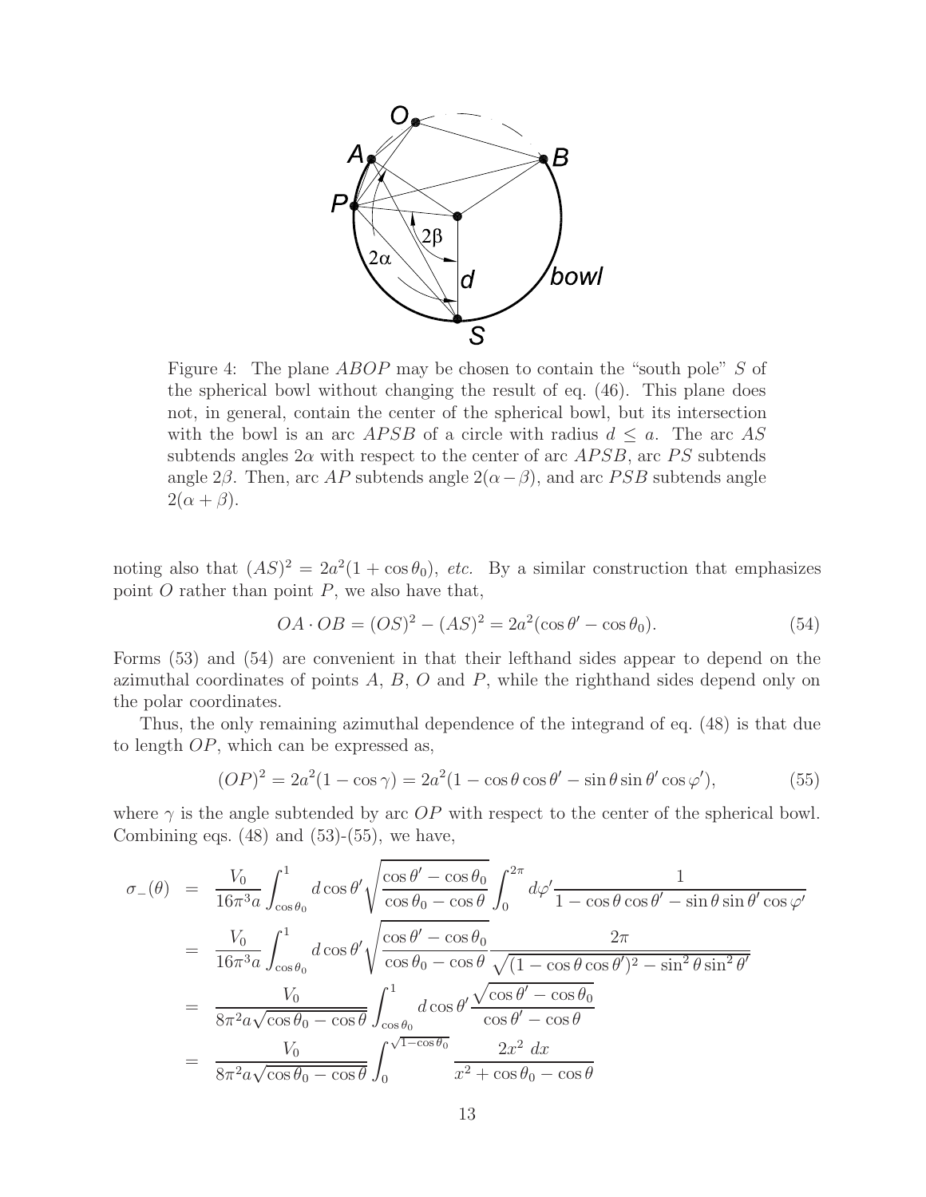Figure 4: The plane $ABOP$ may be chosen to contain the "south pole" $S$ of the spherical bowl without changing the result of eq. (46). This plane does not, in general, contain the center of the spherical bowl, but its intersection with the bowl is an arc $APSB$ of a circle with radius $d \leq a$. The arc $AS$ subtends angles $2\alpha$ with respect to the center of arc $APSB$, arc $PS$ subtends angle $2\beta$. Then, arc $AP$ subtends angle $2(\alpha - \beta)$, and arc $PSB$ subtends angle $2(\alpha + \beta)$.

noting also that $(AS)^2 = 2a^2(1 + \cos\theta_0)$, *etc.* By a similar construction that emphasizes point $O$ rather than point $P$, we also have that,

$$OA \cdot OB = (OS)^2 - (AS)^2 = 2a^2(\cos\theta' - \cos\theta_0). \tag{54}$$

Forms (53) and (54) are convenient in that their lefthand sides appear to depend on the azimuthal coordinates of points $A$, $B$, $O$ and $P$, while the righthand sides depend only on the polar coordinates.

Thus, the only remaining azimuthal dependence of the integrand of eq. (48) is that due to length $OP$, which can be expressed as,

$$(OP)^2 = 2a^2(1 - \cos\gamma) = 2a^2(1 - \cos\theta\cos\theta' - \sin\theta\sin\theta'\cos\varphi'), \tag{55}$$

where $\gamma$ is the angle subtended by arc $OP$ with respect to the center of the spherical bowl. Combining eqs. (48) and (53)-(55), we have,

$$\begin{aligned}
\sigma_-(\theta) &= \frac{V_0}{16\pi^3 a}\int_{\cos\theta_0}^{1} d\cos\theta' \sqrt{\frac{\cos\theta' - \cos\theta_0}{\cos\theta_0 - \cos\theta}} \int_0^{2\pi} d\varphi' \frac{1}{1 - \cos\theta\cos\theta' - \sin\theta\sin\theta'\cos\varphi'} \\
&= \frac{V_0}{16\pi^3 a}\int_{\cos\theta_0}^{1} d\cos\theta' \sqrt{\frac{\cos\theta' - \cos\theta_0}{\cos\theta_0 - \cos\theta}} \frac{2\pi}{\sqrt{(1 - \cos\theta\cos\theta')^2 - \sin^2\theta\sin^2\theta'}} \\
&= \frac{V_0}{8\pi^2 a\sqrt{\cos\theta_0 - \cos\theta}} \int_{\cos\theta_0}^{1} d\cos\theta' \frac{\sqrt{\cos\theta' - \cos\theta_0}}{\cos\theta' - \cos\theta} \\
&= \frac{V_0}{8\pi^2 a\sqrt{\cos\theta_0 - \cos\theta}} \int_0^{\sqrt{1-\cos\theta_0}} \frac{2x^2\ dx}{x^2 + \cos\theta_0 - \cos\theta}
\end{aligned}$$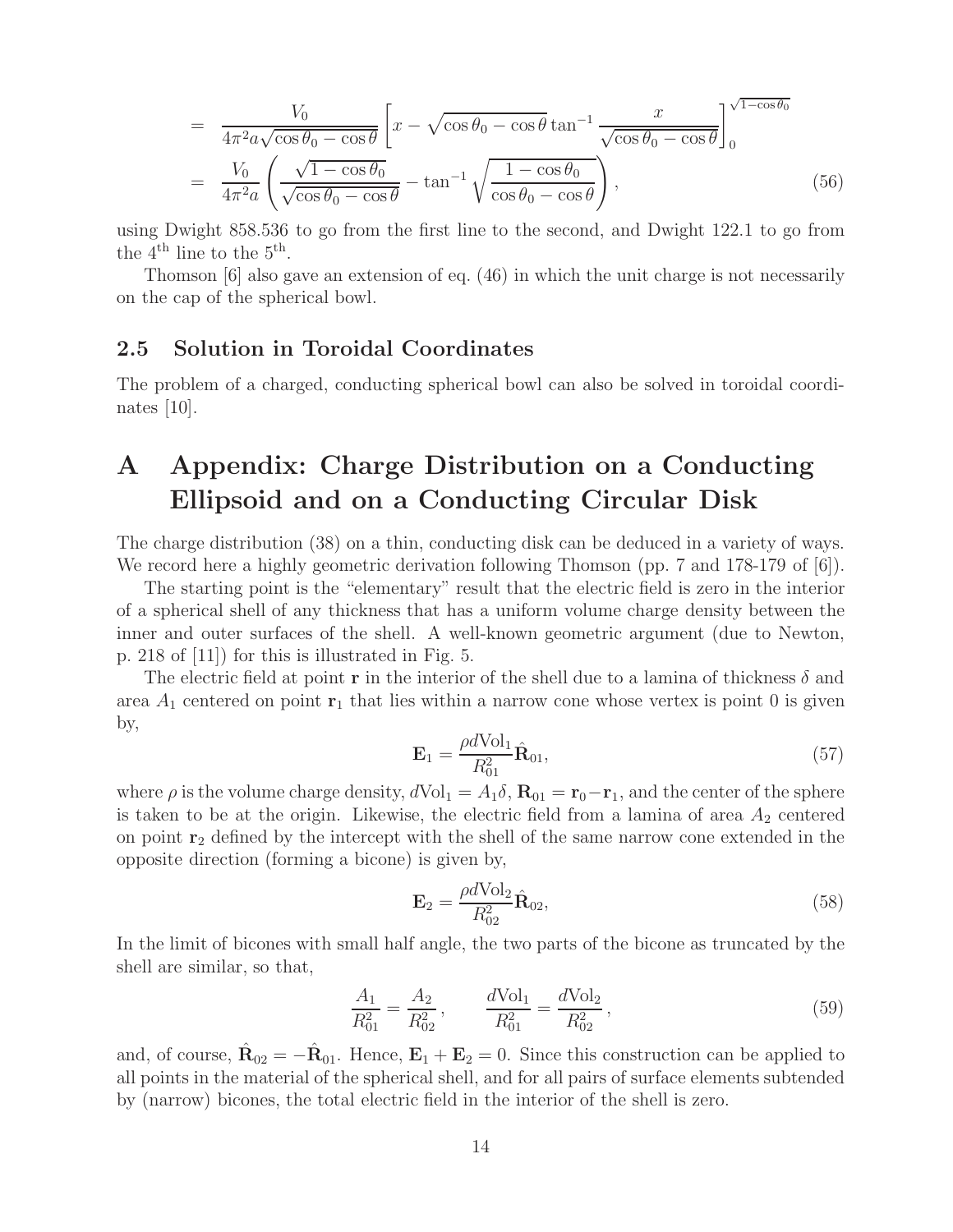$$
\begin{aligned}
&= \frac{V_0}{4\pi^2 a\sqrt{\cos\theta_0 - \cos\theta}} \left[ x - \sqrt{\cos\theta_0 - \cos\theta}\tan^{-1}\frac{x}{\sqrt{\cos\theta_0 - \cos\theta}} \right]_0^{\sqrt{1-\cos\theta_0}} \\
&= \frac{V_0}{4\pi^2 a} \left( \frac{\sqrt{1-\cos\theta_0}}{\sqrt{\cos\theta_0 - \cos\theta}} - \tan^{-1}\sqrt{\frac{1-\cos\theta_0}{\cos\theta_0 - \cos\theta}} \right), \qquad (56)
\end{aligned}
$$

using Dwight 858.536 to go from the first line to the second, and Dwight 122.1 to go from the $4^{\rm th}$ line to the $5^{\rm th}$.

Thomson [6] also gave an extension of eq. (46) in which the unit charge is not necessarily on the cap of the spherical bowl.

### 2.5 Solution in Toroidal Coordinates

The problem of a charged, conducting spherical bowl can also be solved in toroidal coordinates [10].

# A Appendix: Charge Distribution on a Conducting Ellipsoid and on a Conducting Circular Disk

The charge distribution (38) on a thin, conducting disk can be deduced in a variety of ways. We record here a highly geometric derivation following Thomson (pp. 7 and 178-179 of [6]).

The starting point is the "elementary" result that the electric field is zero in the interior of a spherical shell of any thickness that has a uniform volume charge density between the inner and outer surfaces of the shell. A well-known geometric argument (due to Newton, p. 218 of [11]) for this is illustrated in Fig. 5.

The electric field at point $\mathbf{r}$ in the interior of the shell due to a lamina of thickness $\delta$ and area $A_1$ centered on point $\mathbf{r}_1$ that lies within a narrow cone whose vertex is point 0 is given by,

$$
\mathbf{E}_1 = \frac{\rho d\text{Vol}_1}{R_{01}^2}\hat{\mathbf{R}}_{01}, \qquad (57)
$$

where $\rho$ is the volume charge density, $d\text{Vol}_1 = A_1\delta$, $\mathbf{R}_{01} = \mathbf{r}_0 - \mathbf{r}_1$, and the center of the sphere is taken to be at the origin. Likewise, the electric field from a lamina of area $A_2$ centered on point $\mathbf{r}_2$ defined by the intercept with the shell of the same narrow cone extended in the opposite direction (forming a bicone) is given by,

$$
\mathbf{E}_2 = \frac{\rho d\text{Vol}_2}{R_{02}^2}\hat{\mathbf{R}}_{02}, \qquad (58)
$$

In the limit of bicones with small half angle, the two parts of the bicone as truncated by the shell are similar, so that,

$$
\frac{A_1}{R_{01}^2} = \frac{A_2}{R_{02}^2}, \qquad \frac{d\text{Vol}_1}{R_{01}^2} = \frac{d\text{Vol}_2}{R_{02}^2}, \qquad (59)
$$

and, of course, $\hat{\mathbf{R}}_{02} = -\hat{\mathbf{R}}_{01}$. Hence, $\mathbf{E}_1 + \mathbf{E}_2 = 0$. Since this construction can be applied to all points in the material of the spherical shell, and for all pairs of surface elements subtended by (narrow) bicones, the total electric field in the interior of the shell is zero.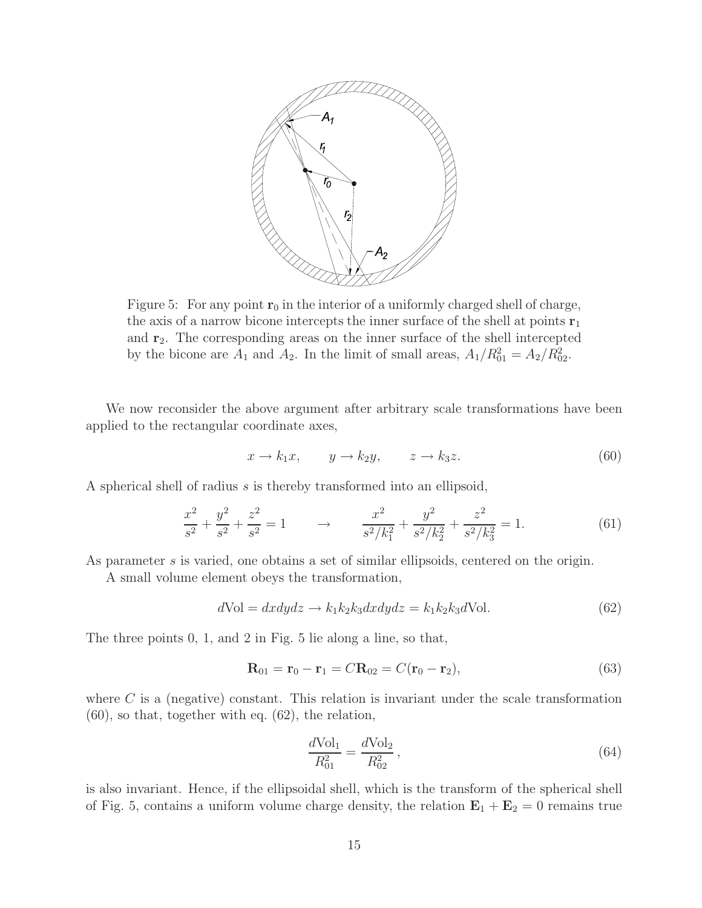Figure 5: For any point $\mathbf{r}_0$ in the interior of a uniformly charged shell of charge, the axis of a narrow bicone intercepts the inner surface of the shell at points $\mathbf{r}_1$ and $\mathbf{r}_2$. The corresponding areas on the inner surface of the shell intercepted by the bicone are $A_1$ and $A_2$. In the limit of small areas, $A_1/R_{01}^2 = A_2/R_{02}^2$.

We now reconsider the above argument after arbitrary scale transformations have been applied to the rectangular coordinate axes,

$$x \to k_1 x, \qquad y \to k_2 y, \qquad z \to k_3 z. \tag{60}$$

A spherical shell of radius $s$ is thereby transformed into an ellipsoid,

$$\frac{x^2}{s^2} + \frac{y^2}{s^2} + \frac{z^2}{s^2} = 1 \qquad \to \qquad \frac{x^2}{s^2/k_1^2} + \frac{y^2}{s^2/k_2^2} + \frac{z^2}{s^2/k_3^2} = 1. \tag{61}$$

As parameter $s$ is varied, one obtains a set of similar ellipsoids, centered on the origin.

A small volume element obeys the transformation,

$$d\text{Vol} = dxdydz \to k_1 k_2 k_3 dxdydz = k_1 k_2 k_3 d\text{Vol}. \tag{62}$$

The three points 0, 1, and 2 in Fig. 5 lie along a line, so that,

$$\mathbf{R}_{01} = \mathbf{r}_0 - \mathbf{r}_1 = C\mathbf{R}_{02} = C(\mathbf{r}_0 - \mathbf{r}_2), \tag{63}$$

where $C$ is a (negative) constant. This relation is invariant under the scale transformation (60), so that, together with eq. (62), the relation,

$$\frac{d\text{Vol}_1}{R_{01}^2} = \frac{d\text{Vol}_2}{R_{02}^2}, \tag{64}$$

is also invariant. Hence, if the ellipsoidal shell, which is the transform of the spherical shell of Fig. 5, contains a uniform volume charge density, the relation $\mathbf{E}_1 + \mathbf{E}_2 = 0$ remains true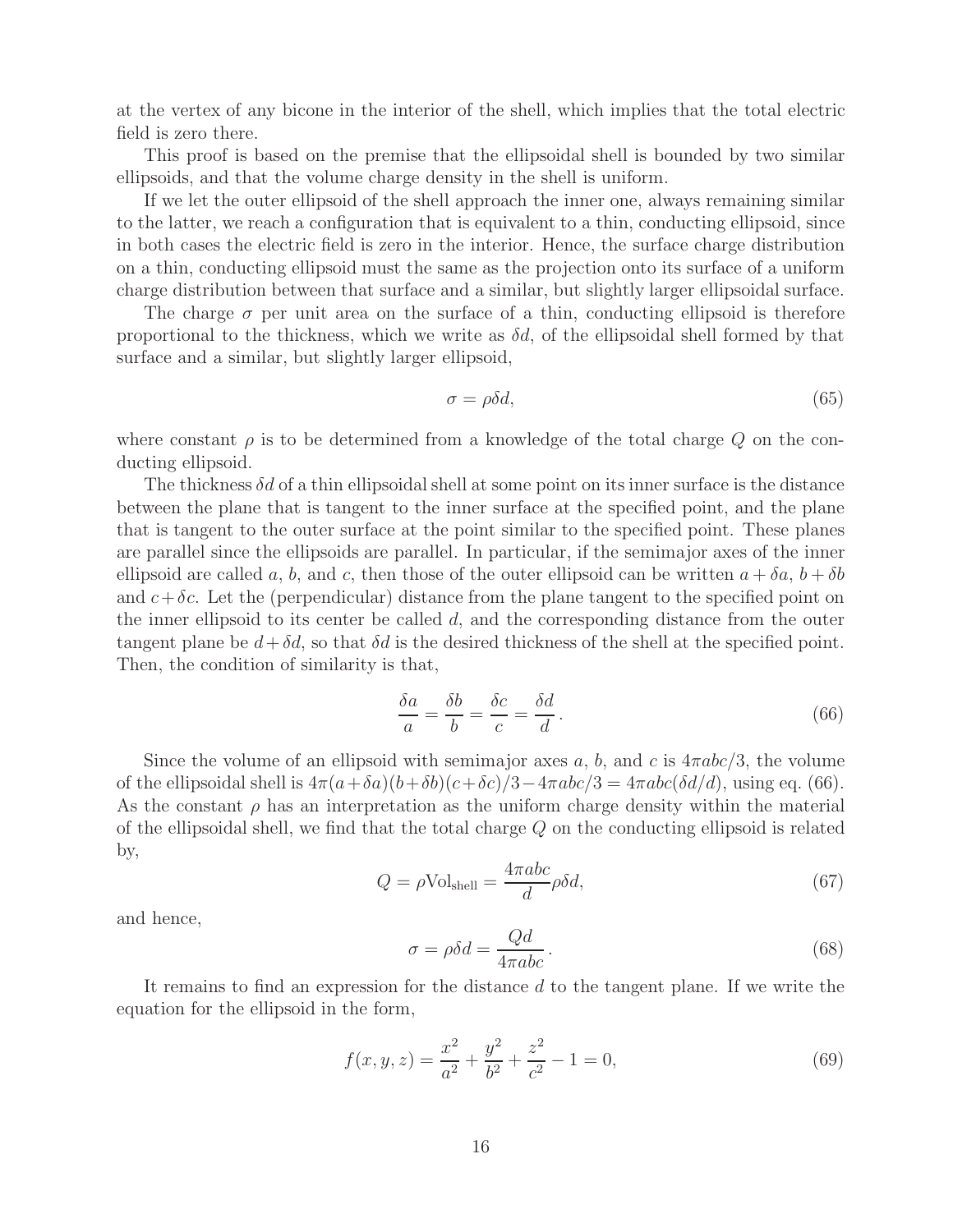at the vertex of any bicone in the interior of the shell, which implies that the total electric field is zero there.

This proof is based on the premise that the ellipsoidal shell is bounded by two similar ellipsoids, and that the volume charge density in the shell is uniform.

If we let the outer ellipsoid of the shell approach the inner one, always remaining similar to the latter, we reach a configuration that is equivalent to a thin, conducting ellipsoid, since in both cases the electric field is zero in the interior. Hence, the surface charge distribution on a thin, conducting ellipsoid must the same as the projection onto its surface of a uniform charge distribution between that surface and a similar, but slightly larger ellipsoidal surface.

The charge $\sigma$ per unit area on the surface of a thin, conducting ellipsoid is therefore proportional to the thickness, which we write as $\delta d$, of the ellipsoidal shell formed by that surface and a similar, but slightly larger ellipsoid,

$$\sigma = \rho \delta d, \tag{65}$$

where constant $\rho$ is to be determined from a knowledge of the total charge $Q$ on the conducting ellipsoid.

The thickness $\delta d$ of a thin ellipsoidal shell at some point on its inner surface is the distance between the plane that is tangent to the inner surface at the specified point, and the plane that is tangent to the outer surface at the point similar to the specified point. These planes are parallel since the ellipsoids are parallel. In particular, if the semimajor axes of the inner ellipsoid are called $a$, $b$, and $c$, then those of the outer ellipsoid can be written $a + \delta a$, $b + \delta b$ and $c + \delta c$. Let the (perpendicular) distance from the plane tangent to the specified point on the inner ellipsoid to its center be called $d$, and the corresponding distance from the outer tangent plane be $d + \delta d$, so that $\delta d$ is the desired thickness of the shell at the specified point. Then, the condition of similarity is that,

$$\frac{\delta a}{a} = \frac{\delta b}{b} = \frac{\delta c}{c} = \frac{\delta d}{d}. \tag{66}$$

Since the volume of an ellipsoid with semimajor axes $a$, $b$, and $c$ is $4\pi abc/3$, the volume of the ellipsoidal shell is $4\pi(a+\delta a)(b+\delta b)(c+\delta c)/3 - 4\pi abc/3 = 4\pi abc(\delta d/d)$, using eq. (66). As the constant $\rho$ has an interpretation as the uniform charge density within the material of the ellipsoidal shell, we find that the total charge $Q$ on the conducting ellipsoid is related by,

$$Q = \rho \text{Vol}_{\text{shell}} = \frac{4\pi abc}{d} \rho \delta d, \tag{67}$$

and hence,

$$\sigma = \rho \delta d = \frac{Qd}{4\pi abc}. \tag{68}$$

It remains to find an expression for the distance $d$ to the tangent plane. If we write the equation for the ellipsoid in the form,

$$f(x, y, z) = \frac{x^2}{a^2} + \frac{y^2}{b^2} + \frac{z^2}{c^2} - 1 = 0, \tag{69}$$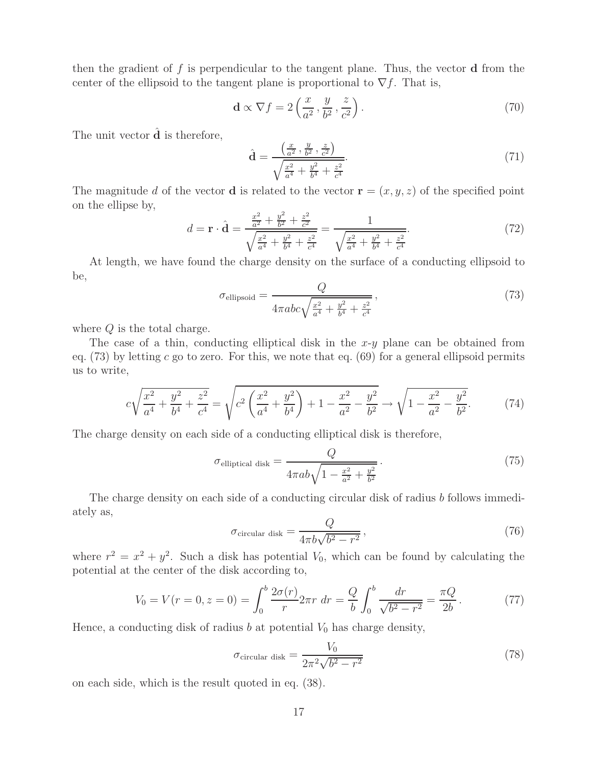then the gradient of $f$ is perpendicular to the tangent plane. Thus, the vector $\mathbf{d}$ from the center of the ellipsoid to the tangent plane is proportional to $\nabla f$. That is,

$$\mathbf{d} \propto \nabla f = 2\left(\frac{x}{a^2}, \frac{y}{b^2}, \frac{z}{c^2}\right). \tag{70}$$

The unit vector $\hat{\mathbf{d}}$ is therefore,

$$\hat{\mathbf{d}} = \frac{\left(\frac{x}{a^2}, \frac{y}{b^2}, \frac{z}{c^2}\right)}{\sqrt{\frac{x^2}{a^4} + \frac{y^2}{b^4} + \frac{z^2}{c^4}}}. \tag{71}$$

The magnitude $d$ of the vector $\mathbf{d}$ is related to the vector $\mathbf{r} = (x, y, z)$ of the specified point on the ellipse by,

$$d = \mathbf{r} \cdot \hat{\mathbf{d}} = \frac{\frac{x^2}{a^2} + \frac{y^2}{b^2} + \frac{z^2}{c^2}}{\sqrt{\frac{x^2}{a^4} + \frac{y^2}{b^4} + \frac{z^2}{c^4}}} = \frac{1}{\sqrt{\frac{x^2}{a^4} + \frac{y^2}{b^4} + \frac{z^2}{c^4}}}. \tag{72}$$

At length, we have found the charge density on the surface of a conducting ellipsoid to be,

$$\sigma_{\text{ellipsoid}} = \frac{Q}{4\pi abc\sqrt{\frac{x^2}{a^4} + \frac{y^2}{b^4} + \frac{z^2}{c^4}}}, \tag{73}$$

where $Q$ is the total charge.

The case of a thin, conducting elliptical disk in the $x$-$y$ plane can be obtained from eq. (73) by letting $c$ go to zero. For this, we note that eq. (69) for a general ellipsoid permits us to write,

$$c\sqrt{\frac{x^2}{a^4} + \frac{y^2}{b^4} + \frac{z^2}{c^4}} = \sqrt{c^2\left(\frac{x^2}{a^4} + \frac{y^2}{b^4}\right) + 1 - \frac{x^2}{a^2} - \frac{y^2}{b^2}} \to \sqrt{1 - \frac{x^2}{a^2} - \frac{y^2}{b^2}}. \tag{74}$$

The charge density on each side of a conducting elliptical disk is therefore,

$$\sigma_{\text{elliptical disk}} = \frac{Q}{4\pi ab\sqrt{1 - \frac{x^2}{a^2} + \frac{y^2}{b^2}}}. \tag{75}$$

The charge density on each side of a conducting circular disk of radius $b$ follows immediately as,

$$\sigma_{\text{circular disk}} = \frac{Q}{4\pi b\sqrt{b^2 - r^2}}, \tag{76}$$

where $r^2 = x^2 + y^2$. Such a disk has potential $V_0$, which can be found by calculating the potential at the center of the disk according to,

$$V_0 = V(r = 0, z = 0) = \int_0^b \frac{2\sigma(r)}{r} 2\pi r \, dr = \frac{Q}{b}\int_0^b \frac{dr}{\sqrt{b^2 - r^2}} = \frac{\pi Q}{2b}. \tag{77}$$

Hence, a conducting disk of radius $b$ at potential $V_0$ has charge density,

$$\sigma_{\text{circular disk}} = \frac{V_0}{2\pi^2\sqrt{b^2 - r^2}} \tag{78}$$

on each side, which is the result quoted in eq. (38).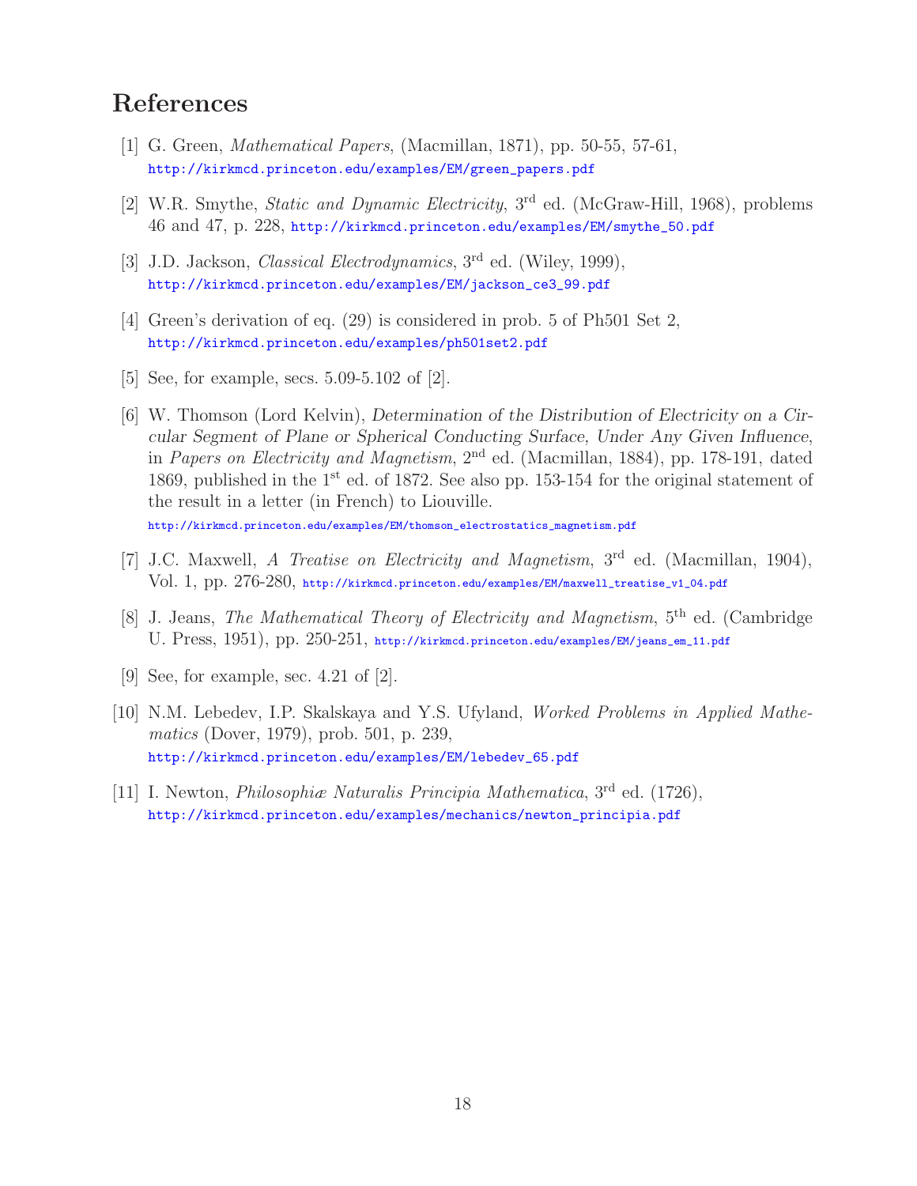# References

[1] G. Green, *Mathematical Papers*, (Macmillan, 1871), pp. 50-55, 57-61, http://kirkmcd.princeton.edu/examples/EM/green_papers.pdf

[2] W.R. Smythe, *Static and Dynamic Electricity*, 3rd ed. (McGraw-Hill, 1968), problems 46 and 47, p. 228, http://kirkmcd.princeton.edu/examples/EM/smythe_50.pdf

[3] J.D. Jackson, *Classical Electrodynamics*, 3rd ed. (Wiley, 1999), http://kirkmcd.princeton.edu/examples/EM/jackson_ce3_99.pdf

[4] Green's derivation of eq. (29) is considered in prob. 5 of Ph501 Set 2, http://kirkmcd.princeton.edu/examples/ph501set2.pdf

[5] See, for example, secs. 5.09-5.102 of [2].

[6] W. Thomson (Lord Kelvin), *Determination of the Distribution of Electricity on a Circular Segment of Plane or Spherical Conducting Surface, Under Any Given Influence*, in *Papers on Electricity and Magnetism*, 2nd ed. (Macmillan, 1884), pp. 178-191, dated 1869, published in the 1st ed. of 1872. See also pp. 153-154 for the original statement of the result in a letter (in French) to Liouville.
http://kirkmcd.princeton.edu/examples/EM/thomson_electrostatics_magnetism.pdf

[7] J.C. Maxwell, *A Treatise on Electricity and Magnetism*, 3rd ed. (Macmillan, 1904), Vol. 1, pp. 276-280, http://kirkmcd.princeton.edu/examples/EM/maxwell_treatise_v1_04.pdf

[8] J. Jeans, *The Mathematical Theory of Electricity and Magnetism*, 5th ed. (Cambridge U. Press, 1951), pp. 250-251, http://kirkmcd.princeton.edu/examples/EM/jeans_em_11.pdf

[9] See, for example, sec. 4.21 of [2].

[10] N.M. Lebedev, I.P. Skalskaya and Y.S. Ufyland, *Worked Problems in Applied Mathematics* (Dover, 1979), prob. 501, p. 239, http://kirkmcd.princeton.edu/examples/EM/lebedev_65.pdf

[11] I. Newton, *Philosophiæ Naturalis Principia Mathematica*, 3rd ed. (1726), http://kirkmcd.princeton.edu/examples/mechanics/newton_principia.pdf